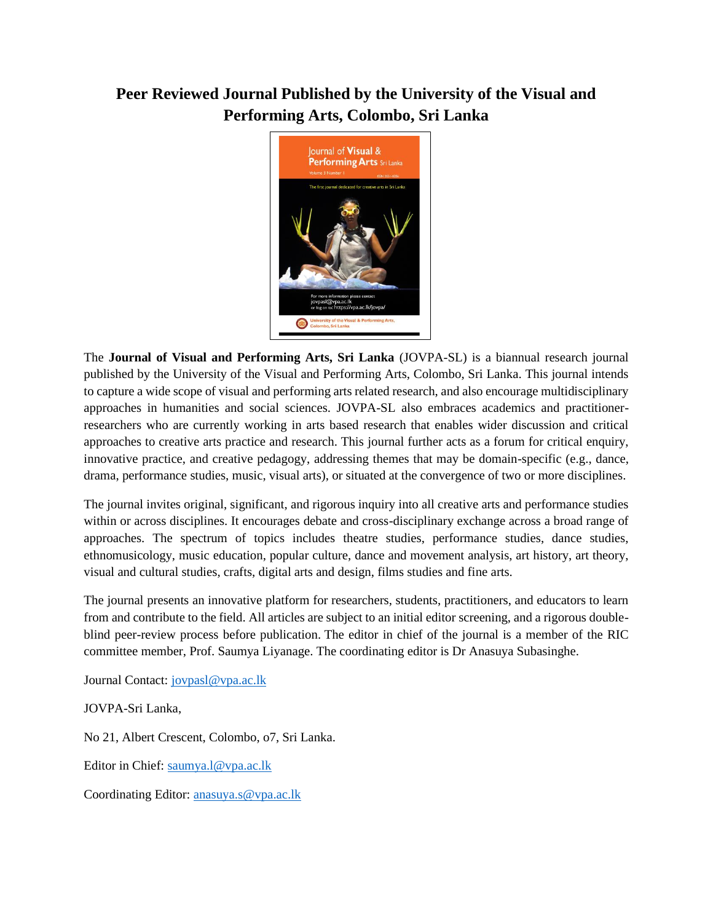# Peer Reviewed Journal Published by the University of the Visual and Performing Arts, Colombo, Sri Lanka

The **Journal of Visual and Performing Arts, Sri Lanka** (JOVPA-SL) is a biannual research journal published by the University of the Visual and Performing Arts, Colombo, Sri Lanka. This journal intends to capture a wide scope of visual and performing arts related research, and also encourage multidisciplinary approaches in humanities and social sciences. JOVPA-SL also embraces academics and practitioner-researchers who are currently working in arts based research that enables wider discussion and critical approaches to creative arts practice and research. This journal further acts as a forum for critical enquiry, innovative practice, and creative pedagogy, addressing themes that may be domain-specific (e.g., dance, drama, performance studies, music, visual arts), or situated at the convergence of two or more disciplines.

The journal invites original, significant, and rigorous inquiry into all creative arts and performance studies within or across disciplines. It encourages debate and cross-disciplinary exchange across a broad range of approaches. The spectrum of topics includes theatre studies, performance studies, dance studies, ethnomusicology, music education, popular culture, dance and movement analysis, art history, art theory, visual and cultural studies, crafts, digital arts and design, films studies and fine arts.

The journal presents an innovative platform for researchers, students, practitioners, and educators to learn from and contribute to the field. All articles are subject to an initial editor screening, and a rigorous double-blind peer-review process before publication. The editor in chief of the journal is a member of the RIC committee member, Prof. Saumya Liyanage. The coordinating editor is Dr Anasuya Subasinghe.

Journal Contact: jovpasl@vpa.ac.lk

JOVPA-Sri Lanka,

No 21, Albert Crescent, Colombo, o7, Sri Lanka.

Editor in Chief: saumya.l@vpa.ac.lk

Coordinating Editor: anasuya.s@vpa.ac.lk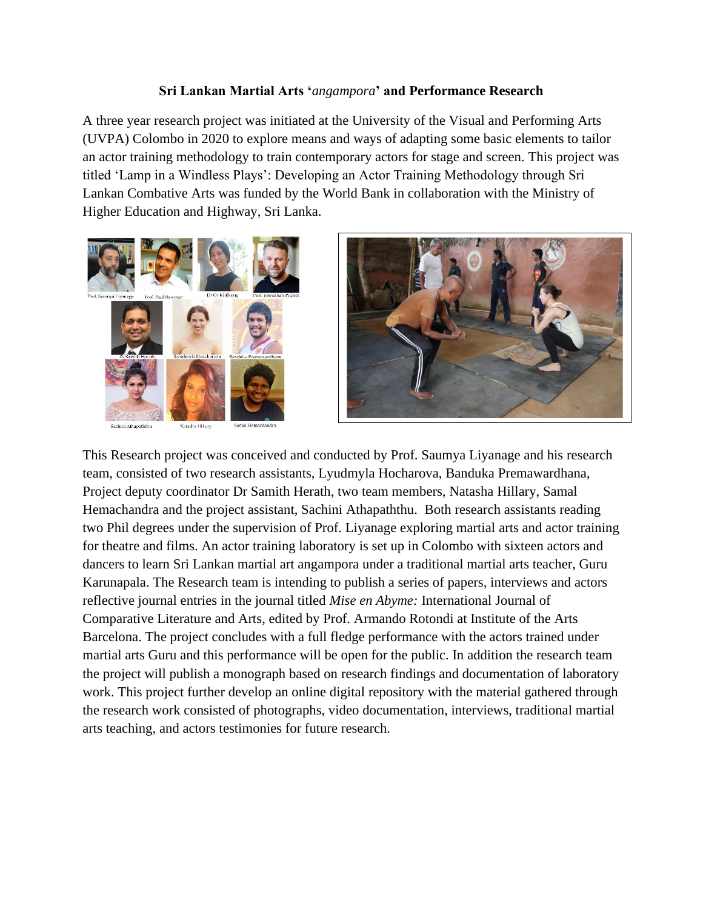**Sri Lankan Martial Arts '*angampora*' and Performance Research**

A three year research project was initiated at the University of the Visual and Performing Arts (UVPA) Colombo in 2020 to explore means and ways of adapting some basic elements to tailor an actor training methodology to train contemporary actors for stage and screen. This project was titled 'Lamp in a Windless Plays': Developing an Actor Training Methodology through Sri Lankan Combative Arts was funded by the World Bank in collaboration with the Ministry of Higher Education and Highway, Sri Lanka.

This Research project was conceived and conducted by Prof. Saumya Liyanage and his research team, consisted of two research assistants, Lyudmyla Hocharova, Banduka Premawardhana, Project deputy coordinator Dr Samith Herath, two team members, Natasha Hillary, Samal Hemachandra and the project assistant, Sachini Athapaththu. Both research assistants reading two Phil degrees under the supervision of Prof. Liyanage exploring martial arts and actor training for theatre and films. An actor training laboratory is set up in Colombo with sixteen actors and dancers to learn Sri Lankan martial art angampora under a traditional martial arts teacher, Guru Karunapala. The Research team is intending to publish a series of papers, interviews and actors reflective journal entries in the journal titled *Mise en Abyme:* International Journal of Comparative Literature and Arts, edited by Prof. Armando Rotondi at Institute of the Arts Barcelona. The project concludes with a full fledge performance with the actors trained under martial arts Guru and this performance will be open for the public. In addition the research team the project will publish a monograph based on research findings and documentation of laboratory work. This project further develop an online digital repository with the material gathered through the research work consisted of photographs, video documentation, interviews, traditional martial arts teaching, and actors testimonies for future research.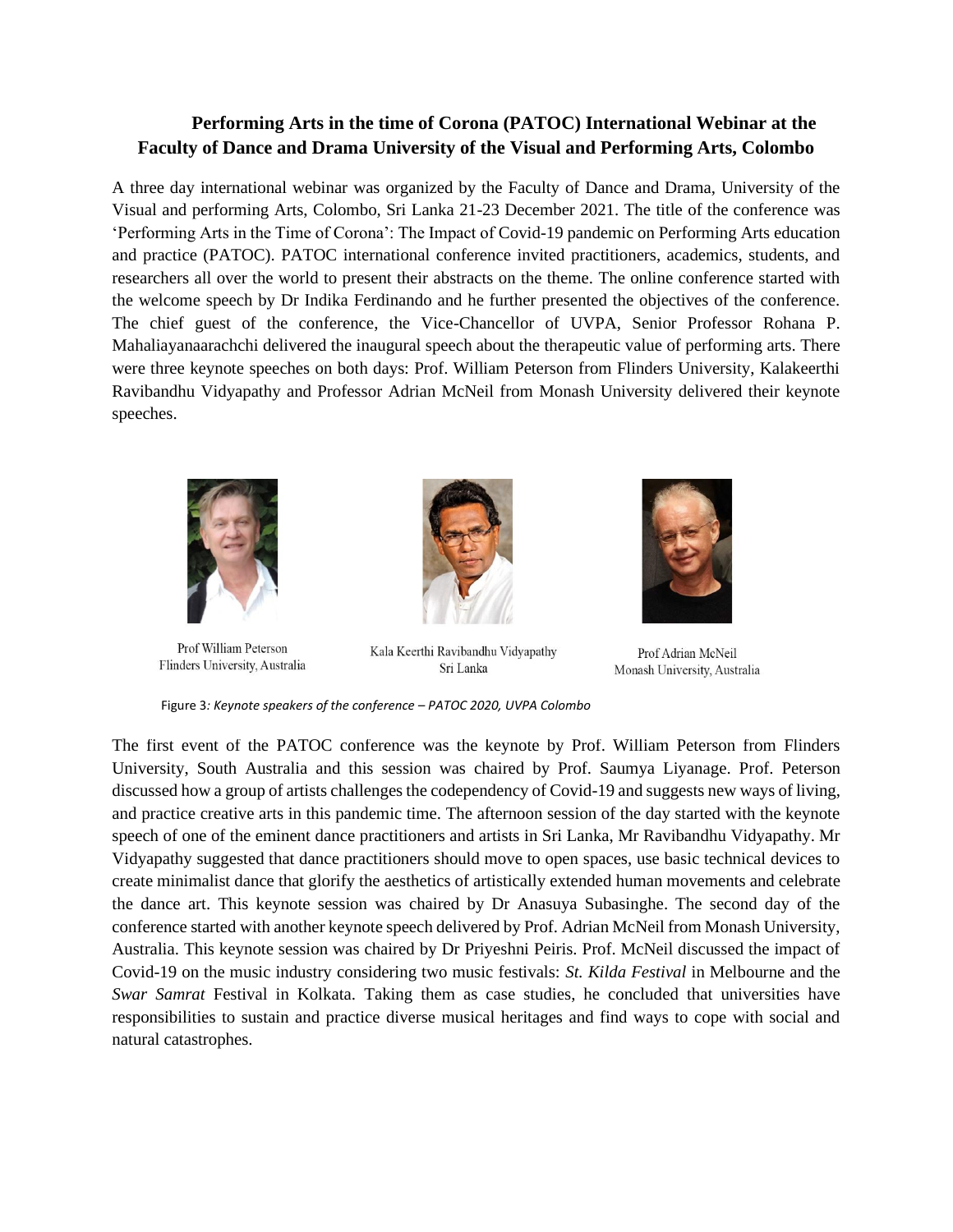**Performing Arts in the time of Corona (PATOC) International Webinar at the Faculty of Dance and Drama University of the Visual and Performing Arts, Colombo**

A three day international webinar was organized by the Faculty of Dance and Drama, University of the Visual and performing Arts, Colombo, Sri Lanka 21-23 December 2021. The title of the conference was 'Performing Arts in the Time of Corona': The Impact of Covid-19 pandemic on Performing Arts education and practice (PATOC). PATOC international conference invited practitioners, academics, students, and researchers all over the world to present their abstracts on the theme. The online conference started with the welcome speech by Dr Indika Ferdinando and he further presented the objectives of the conference. The chief guest of the conference, the Vice-Chancellor of UVPA, Senior Professor Rohana P. Mahaliayanaarachchi delivered the inaugural speech about the therapeutic value of performing arts. There were three keynote speeches on both days: Prof. William Peterson from Flinders University, Kalakeerthi Ravibandhu Vidyapathy and Professor Adrian McNeil from Monash University delivered their keynote speeches.

Prof William Peterson
Flinders University, Australia

Kala Keerthi Ravibandhu Vidyapathy
Sri Lanka

Prof Adrian McNeil
Monash University, Australia

Figure 3*: Keynote speakers of the conference – PATOC 2020, UVPA Colombo*

The first event of the PATOC conference was the keynote by Prof. William Peterson from Flinders University, South Australia and this session was chaired by Prof. Saumya Liyanage. Prof. Peterson discussed how a group of artists challenges the codependency of Covid-19 and suggests new ways of living, and practice creative arts in this pandemic time. The afternoon session of the day started with the keynote speech of one of the eminent dance practitioners and artists in Sri Lanka, Mr Ravibandhu Vidyapathy. Mr Vidyapathy suggested that dance practitioners should move to open spaces, use basic technical devices to create minimalist dance that glorify the aesthetics of artistically extended human movements and celebrate the dance art. This keynote session was chaired by Dr Anasuya Subasinghe. The second day of the conference started with another keynote speech delivered by Prof. Adrian McNeil from Monash University, Australia. This keynote session was chaired by Dr Priyeshni Peiris. Prof. McNeil discussed the impact of Covid-19 on the music industry considering two music festivals: *St. Kilda Festival* in Melbourne and the *Swar Samrat* Festival in Kolkata. Taking them as case studies, he concluded that universities have responsibilities to sustain and practice diverse musical heritages and find ways to cope with social and natural catastrophes.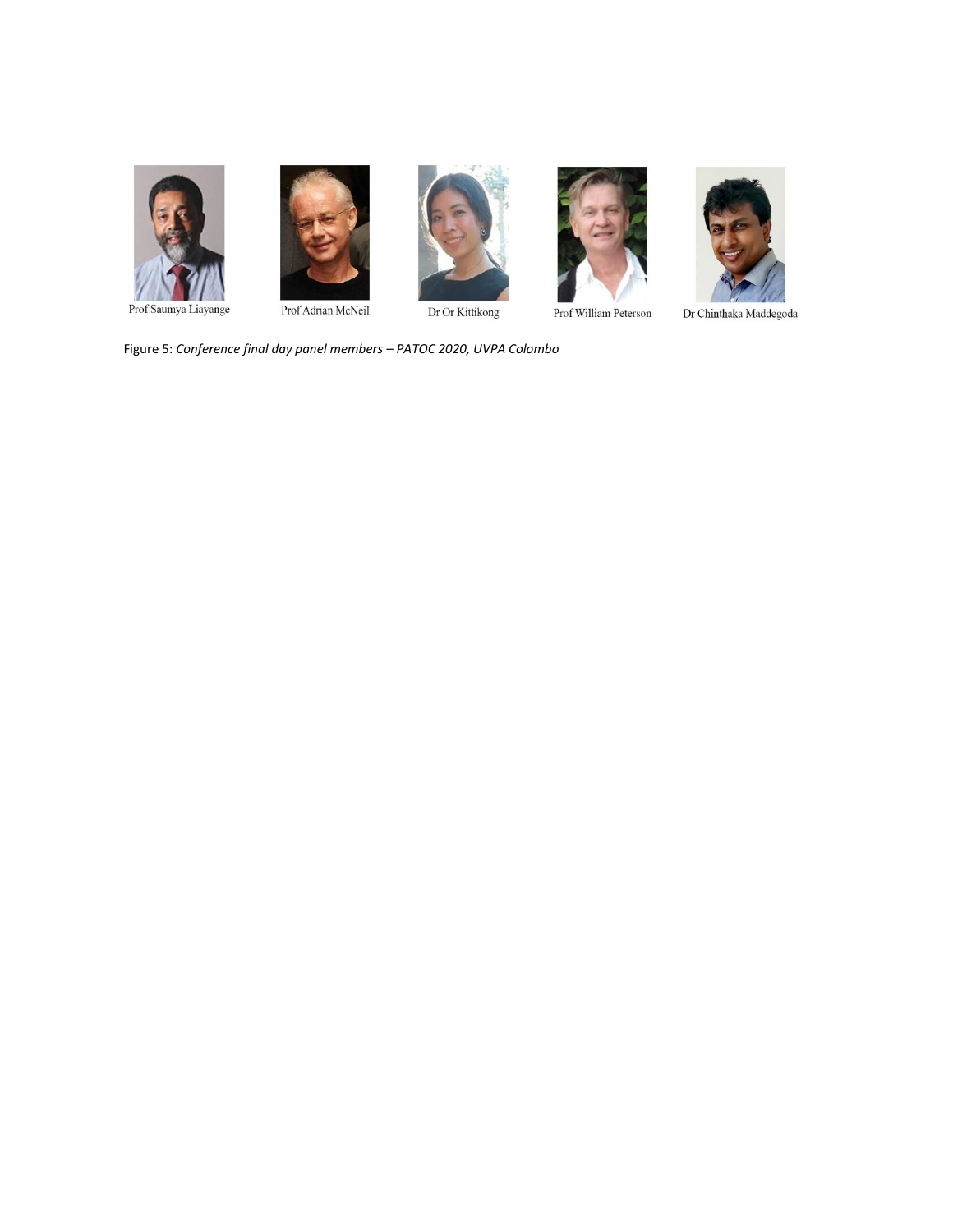Prof Saumya Liayange

Prof Adrian McNeil

Dr Or Kittikong

Prof William Peterson

Dr Chinthaka Maddegoda

Figure 5: *Conference final day panel members – PATOC 2020, UVPA Colombo*